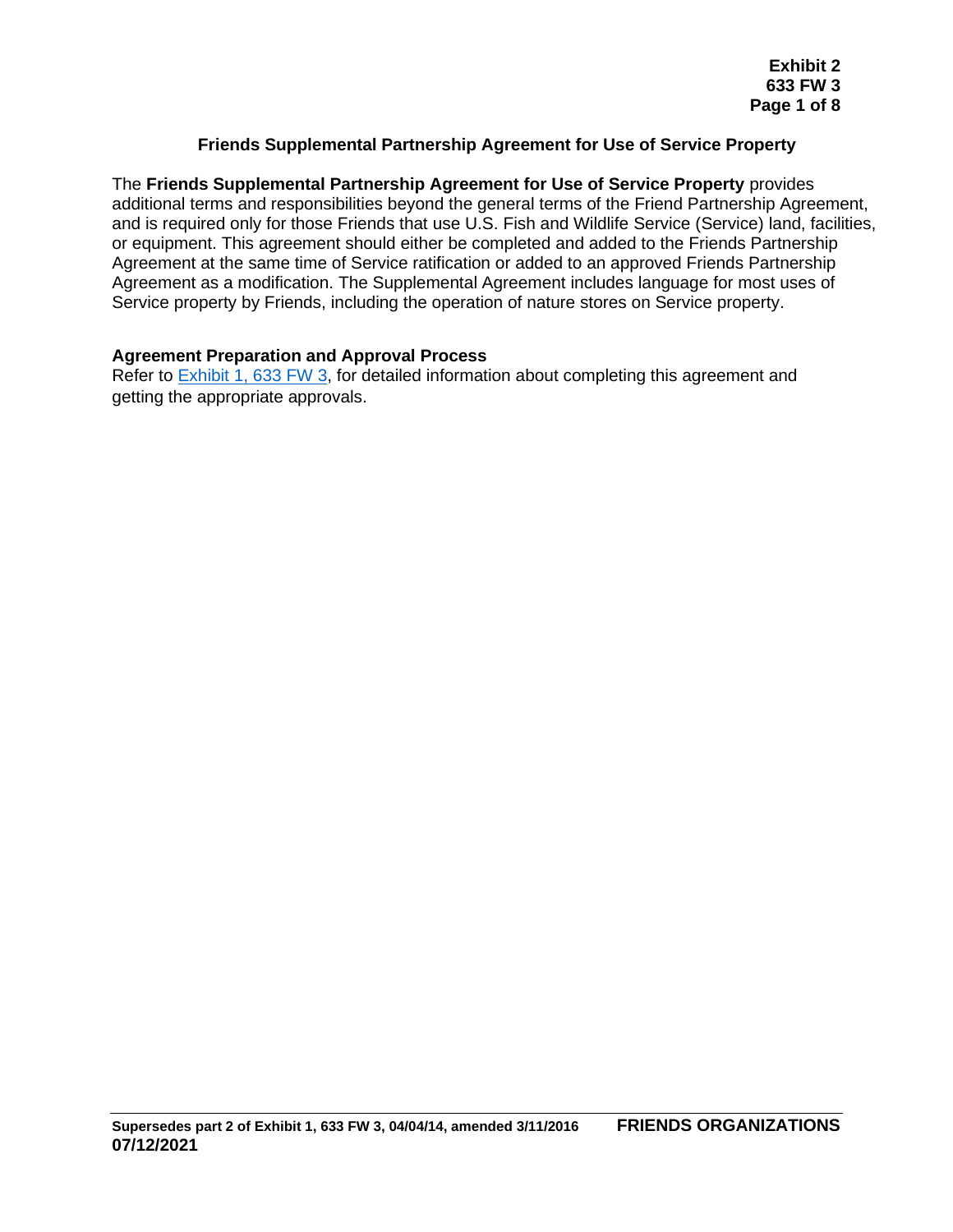# Friends Supplemental Partnership Agreement for Use of Service Property

The **Friends Supplemental Partnership Agreement for Use of Service Property** provides additional terms and responsibilities beyond the general terms of the Friend Partnership Agreement, and is required only for those Friends that use U.S. Fish and Wildlife Service (Service) land, facilities, or equipment. This agreement should either be completed and added to the Friends Partnership Agreement at the same time of Service ratification or added to an approved Friends Partnership Agreement as a modification. The Supplemental Agreement includes language for most uses of Service property by Friends, including the operation of nature stores on Service property.

## Agreement Preparation and Approval Process

Refer to Exhibit 1, 633 FW 3, for detailed information about completing this agreement and getting the appropriate approvals.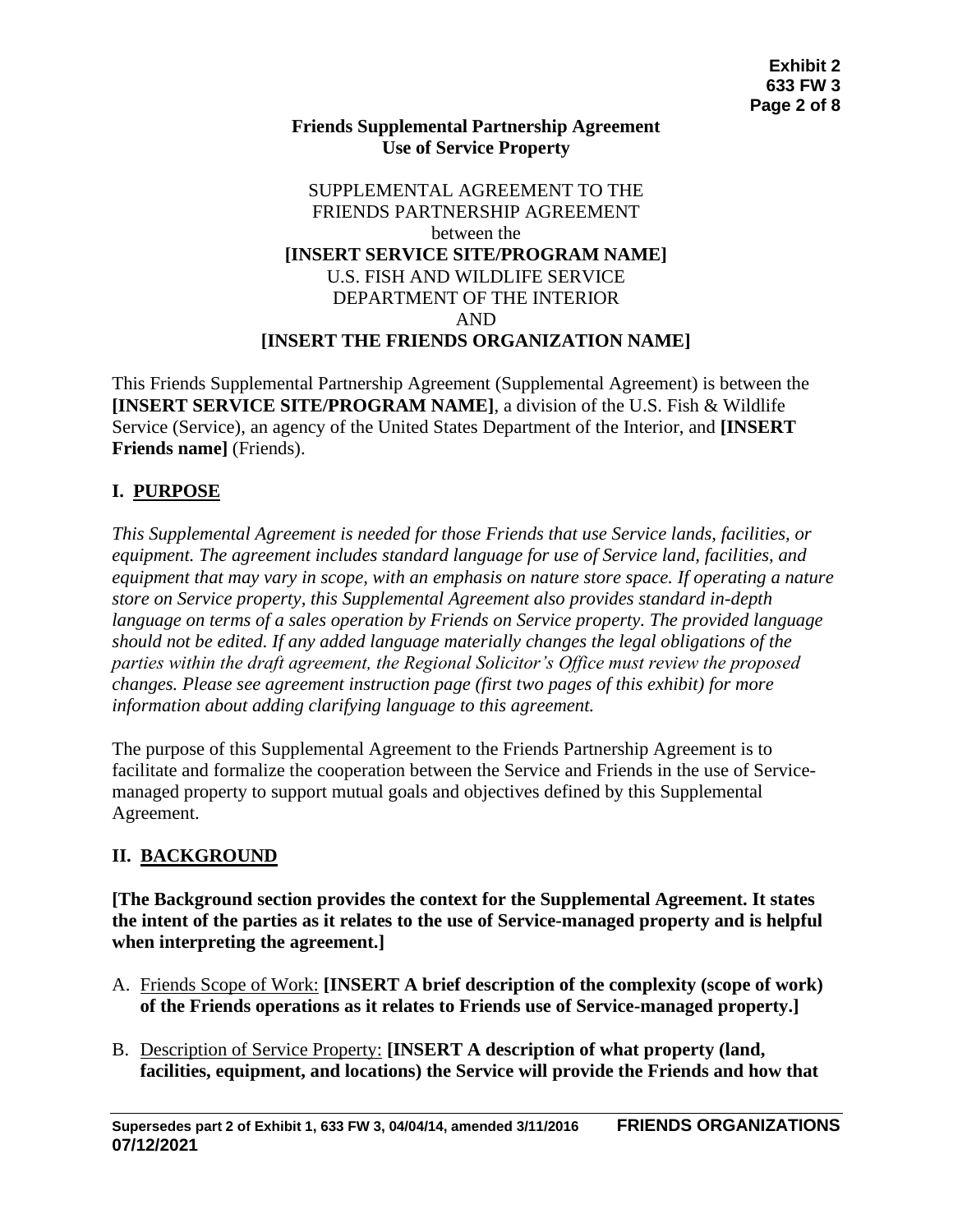**Friends Supplemental Partnership Agreement**
**Use of Service Property**

SUPPLEMENTAL AGREEMENT TO THE
FRIENDS PARTNERSHIP AGREEMENT
between the
**[INSERT SERVICE SITE/PROGRAM NAME]**
U.S. FISH AND WILDLIFE SERVICE
DEPARTMENT OF THE INTERIOR
AND
**[INSERT THE FRIENDS ORGANIZATION NAME]**

This Friends Supplemental Partnership Agreement (Supplemental Agreement) is between the **[INSERT SERVICE SITE/PROGRAM NAME]**, a division of the U.S. Fish & Wildlife Service (Service), an agency of the United States Department of the Interior, and **[INSERT Friends name]** (Friends).

## I. PURPOSE

*This Supplemental Agreement is needed for those Friends that use Service lands, facilities, or equipment. The agreement includes standard language for use of Service land, facilities, and equipment that may vary in scope, with an emphasis on nature store space. If operating a nature store on Service property, this Supplemental Agreement also provides standard in-depth language on terms of a sales operation by Friends on Service property. The provided language should not be edited. If any added language materially changes the legal obligations of the parties within the draft agreement, the Regional Solicitor's Office must review the proposed changes. Please see agreement instruction page (first two pages of this exhibit) for more information about adding clarifying language to this agreement.*

The purpose of this Supplemental Agreement to the Friends Partnership Agreement is to facilitate and formalize the cooperation between the Service and Friends in the use of Service-managed property to support mutual goals and objectives defined by this Supplemental Agreement.

## II. BACKGROUND

**[The Background section provides the context for the Supplemental Agreement. It states the intent of the parties as it relates to the use of Service-managed property and is helpful when interpreting the agreement.]**

A. Friends Scope of Work: **[INSERT A brief description of the complexity (scope of work) of the Friends operations as it relates to Friends use of Service-managed property.]**

B. Description of Service Property: **[INSERT A description of what property (land, facilities, equipment, and locations) the Service will provide the Friends and how that**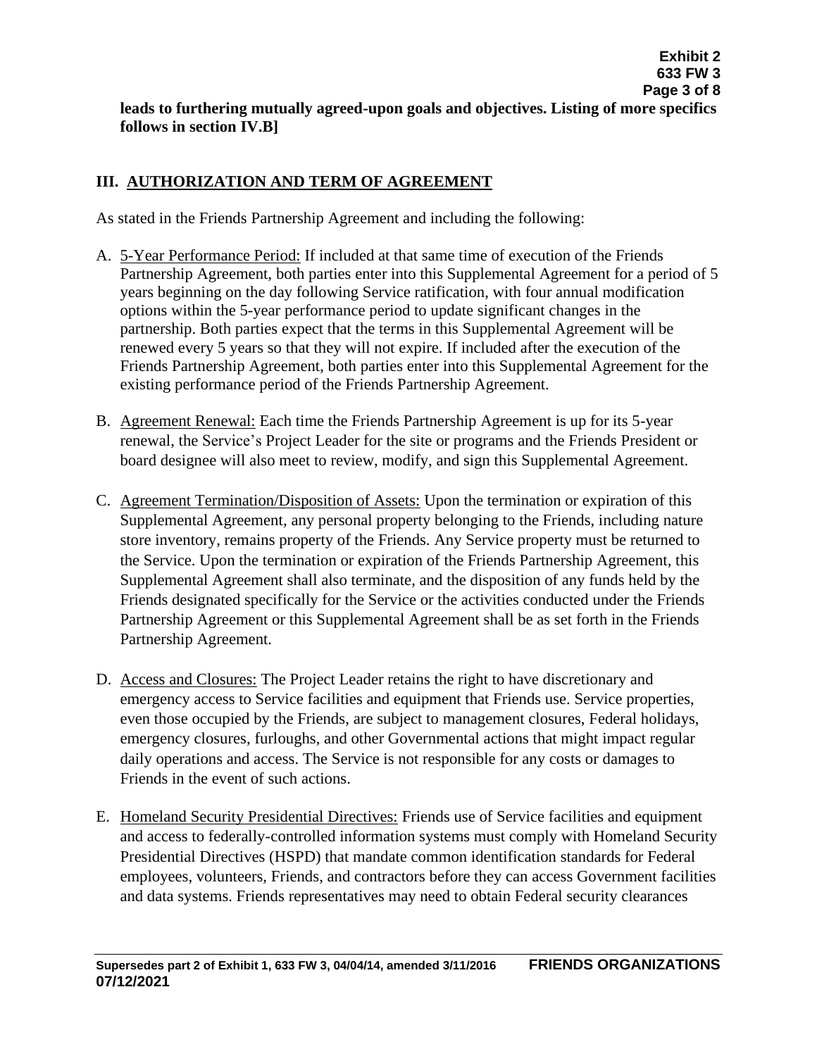**leads to furthering mutually agreed-upon goals and objectives. Listing of more specifics follows in section IV.B]**

## III. AUTHORIZATION AND TERM OF AGREEMENT

As stated in the Friends Partnership Agreement and including the following:

A. 5-Year Performance Period: If included at that same time of execution of the Friends Partnership Agreement, both parties enter into this Supplemental Agreement for a period of 5 years beginning on the day following Service ratification, with four annual modification options within the 5-year performance period to update significant changes in the partnership. Both parties expect that the terms in this Supplemental Agreement will be renewed every 5 years so that they will not expire. If included after the execution of the Friends Partnership Agreement, both parties enter into this Supplemental Agreement for the existing performance period of the Friends Partnership Agreement.

B. Agreement Renewal: Each time the Friends Partnership Agreement is up for its 5-year renewal, the Service's Project Leader for the site or programs and the Friends President or board designee will also meet to review, modify, and sign this Supplemental Agreement.

C. Agreement Termination/Disposition of Assets: Upon the termination or expiration of this Supplemental Agreement, any personal property belonging to the Friends, including nature store inventory, remains property of the Friends. Any Service property must be returned to the Service. Upon the termination or expiration of the Friends Partnership Agreement, this Supplemental Agreement shall also terminate, and the disposition of any funds held by the Friends designated specifically for the Service or the activities conducted under the Friends Partnership Agreement or this Supplemental Agreement shall be as set forth in the Friends Partnership Agreement.

D. Access and Closures: The Project Leader retains the right to have discretionary and emergency access to Service facilities and equipment that Friends use. Service properties, even those occupied by the Friends, are subject to management closures, Federal holidays, emergency closures, furloughs, and other Governmental actions that might impact regular daily operations and access. The Service is not responsible for any costs or damages to Friends in the event of such actions.

E. Homeland Security Presidential Directives: Friends use of Service facilities and equipment and access to federally-controlled information systems must comply with Homeland Security Presidential Directives (HSPD) that mandate common identification standards for Federal employees, volunteers, Friends, and contractors before they can access Government facilities and data systems. Friends representatives may need to obtain Federal security clearances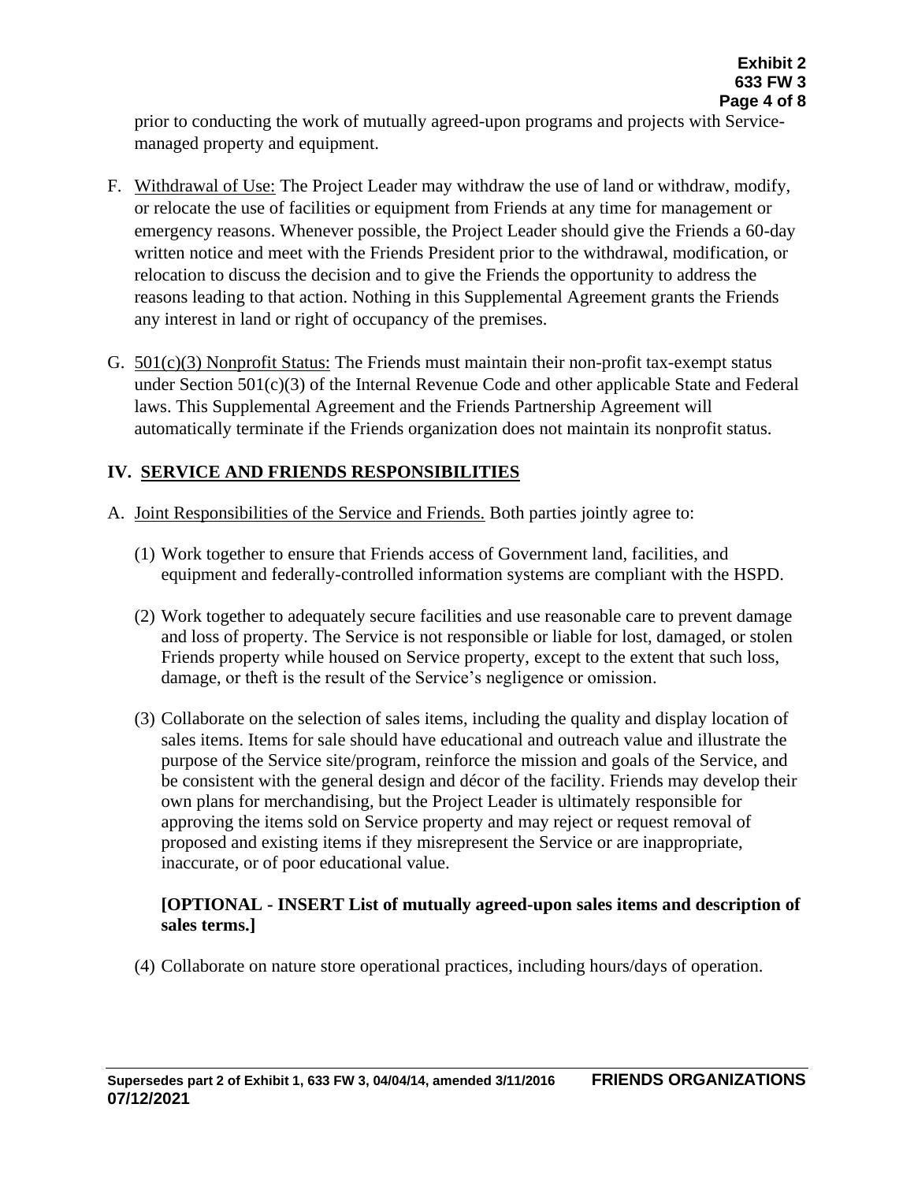prior to conducting the work of mutually agreed-upon programs and projects with Service-managed property and equipment.

F. Withdrawal of Use: The Project Leader may withdraw the use of land or withdraw, modify, or relocate the use of facilities or equipment from Friends at any time for management or emergency reasons. Whenever possible, the Project Leader should give the Friends a 60-day written notice and meet with the Friends President prior to the withdrawal, modification, or relocation to discuss the decision and to give the Friends the opportunity to address the reasons leading to that action. Nothing in this Supplemental Agreement grants the Friends any interest in land or right of occupancy of the premises.

G. 501(c)(3) Nonprofit Status: The Friends must maintain their non-profit tax-exempt status under Section 501(c)(3) of the Internal Revenue Code and other applicable State and Federal laws. This Supplemental Agreement and the Friends Partnership Agreement will automatically terminate if the Friends organization does not maintain its nonprofit status.

## IV. SERVICE AND FRIENDS RESPONSIBILITIES

A. Joint Responsibilities of the Service and Friends. Both parties jointly agree to:

(1) Work together to ensure that Friends access of Government land, facilities, and equipment and federally-controlled information systems are compliant with the HSPD.

(2) Work together to adequately secure facilities and use reasonable care to prevent damage and loss of property. The Service is not responsible or liable for lost, damaged, or stolen Friends property while housed on Service property, except to the extent that such loss, damage, or theft is the result of the Service's negligence or omission.

(3) Collaborate on the selection of sales items, including the quality and display location of sales items. Items for sale should have educational and outreach value and illustrate the purpose of the Service site/program, reinforce the mission and goals of the Service, and be consistent with the general design and décor of the facility. Friends may develop their own plans for merchandising, but the Project Leader is ultimately responsible for approving the items sold on Service property and may reject or request removal of proposed and existing items if they misrepresent the Service or are inappropriate, inaccurate, or of poor educational value.

**[OPTIONAL - INSERT List of mutually agreed-upon sales items and description of sales terms.]**

(4) Collaborate on nature store operational practices, including hours/days of operation.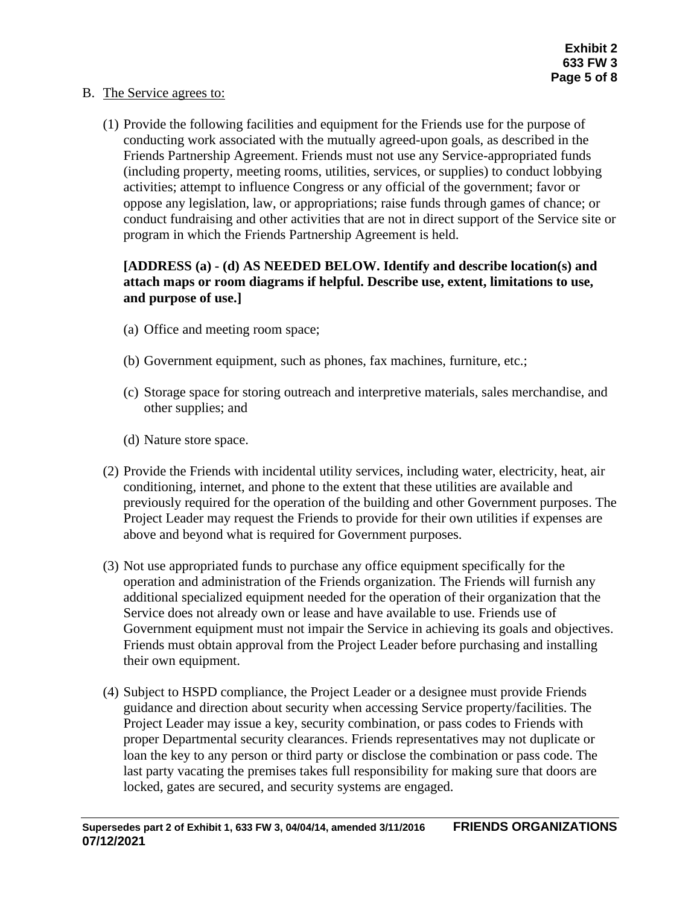B. The Service agrees to:

(1) Provide the following facilities and equipment for the Friends use for the purpose of conducting work associated with the mutually agreed-upon goals, as described in the Friends Partnership Agreement. Friends must not use any Service-appropriated funds (including property, meeting rooms, utilities, services, or supplies) to conduct lobbying activities; attempt to influence Congress or any official of the government; favor or oppose any legislation, law, or appropriations; raise funds through games of chance; or conduct fundraising and other activities that are not in direct support of the Service site or program in which the Friends Partnership Agreement is held.

**[ADDRESS (a) - (d) AS NEEDED BELOW. Identify and describe location(s) and attach maps or room diagrams if helpful. Describe use, extent, limitations to use, and purpose of use.]**

(a) Office and meeting room space;

(b) Government equipment, such as phones, fax machines, furniture, etc.;

(c) Storage space for storing outreach and interpretive materials, sales merchandise, and other supplies; and

(d) Nature store space.

(2) Provide the Friends with incidental utility services, including water, electricity, heat, air conditioning, internet, and phone to the extent that these utilities are available and previously required for the operation of the building and other Government purposes. The Project Leader may request the Friends to provide for their own utilities if expenses are above and beyond what is required for Government purposes.

(3) Not use appropriated funds to purchase any office equipment specifically for the operation and administration of the Friends organization. The Friends will furnish any additional specialized equipment needed for the operation of their organization that the Service does not already own or lease and have available to use. Friends use of Government equipment must not impair the Service in achieving its goals and objectives. Friends must obtain approval from the Project Leader before purchasing and installing their own equipment.

(4) Subject to HSPD compliance, the Project Leader or a designee must provide Friends guidance and direction about security when accessing Service property/facilities. The Project Leader may issue a key, security combination, or pass codes to Friends with proper Departmental security clearances. Friends representatives may not duplicate or loan the key to any person or third party or disclose the combination or pass code. The last party vacating the premises takes full responsibility for making sure that doors are locked, gates are secured, and security systems are engaged.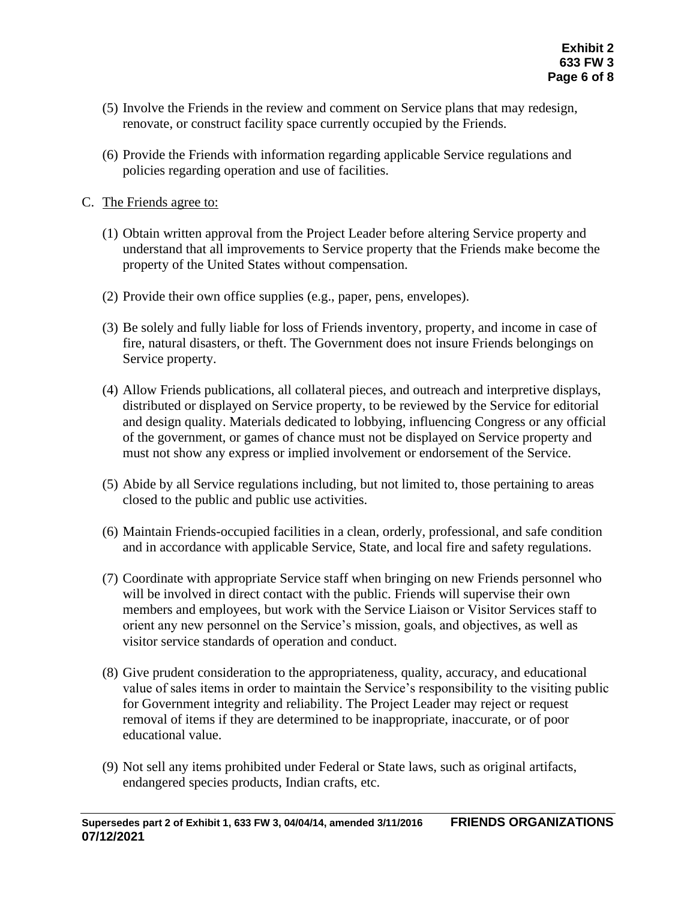(5) Involve the Friends in the review and comment on Service plans that may redesign, renovate, or construct facility space currently occupied by the Friends.

(6) Provide the Friends with information regarding applicable Service regulations and policies regarding operation and use of facilities.

C. The Friends agree to:

(1) Obtain written approval from the Project Leader before altering Service property and understand that all improvements to Service property that the Friends make become the property of the United States without compensation.

(2) Provide their own office supplies (e.g., paper, pens, envelopes).

(3) Be solely and fully liable for loss of Friends inventory, property, and income in case of fire, natural disasters, or theft. The Government does not insure Friends belongings on Service property.

(4) Allow Friends publications, all collateral pieces, and outreach and interpretive displays, distributed or displayed on Service property, to be reviewed by the Service for editorial and design quality. Materials dedicated to lobbying, influencing Congress or any official of the government, or games of chance must not be displayed on Service property and must not show any express or implied involvement or endorsement of the Service.

(5) Abide by all Service regulations including, but not limited to, those pertaining to areas closed to the public and public use activities.

(6) Maintain Friends-occupied facilities in a clean, orderly, professional, and safe condition and in accordance with applicable Service, State, and local fire and safety regulations.

(7) Coordinate with appropriate Service staff when bringing on new Friends personnel who will be involved in direct contact with the public. Friends will supervise their own members and employees, but work with the Service Liaison or Visitor Services staff to orient any new personnel on the Service's mission, goals, and objectives, as well as visitor service standards of operation and conduct.

(8) Give prudent consideration to the appropriateness, quality, accuracy, and educational value of sales items in order to maintain the Service's responsibility to the visiting public for Government integrity and reliability. The Project Leader may reject or request removal of items if they are determined to be inappropriate, inaccurate, or of poor educational value.

(9) Not sell any items prohibited under Federal or State laws, such as original artifacts, endangered species products, Indian crafts, etc.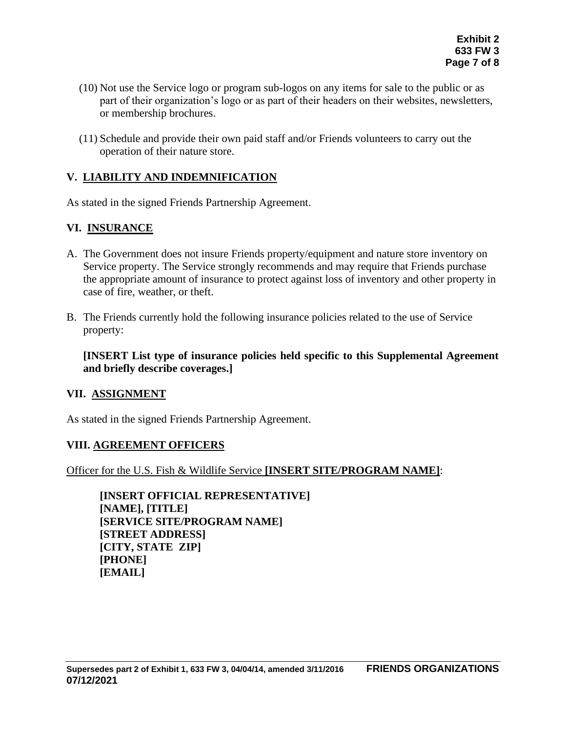(10) Not use the Service logo or program sub-logos on any items for sale to the public or as part of their organization's logo or as part of their headers on their websites, newsletters, or membership brochures.

(11) Schedule and provide their own paid staff and/or Friends volunteers to carry out the operation of their nature store.

## V. LIABILITY AND INDEMNIFICATION

As stated in the signed Friends Partnership Agreement.

## VI. INSURANCE

A. The Government does not insure Friends property/equipment and nature store inventory on Service property. The Service strongly recommends and may require that Friends purchase the appropriate amount of insurance to protect against loss of inventory and other property in case of fire, weather, or theft.

B. The Friends currently hold the following insurance policies related to the use of Service property:

**[INSERT List type of insurance policies held specific to this Supplemental Agreement and briefly describe coverages.]**

## VII. ASSIGNMENT

As stated in the signed Friends Partnership Agreement.

## VIII. AGREEMENT OFFICERS

Officer for the U.S. Fish & Wildlife Service **[INSERT SITE/PROGRAM NAME]**:

**[INSERT OFFICIAL REPRESENTATIVE]**
**[NAME], [TITLE]**
**[SERVICE SITE/PROGRAM NAME]**
**[STREET ADDRESS]**
**[CITY, STATE ZIP]**
**[PHONE]**
**[EMAIL]**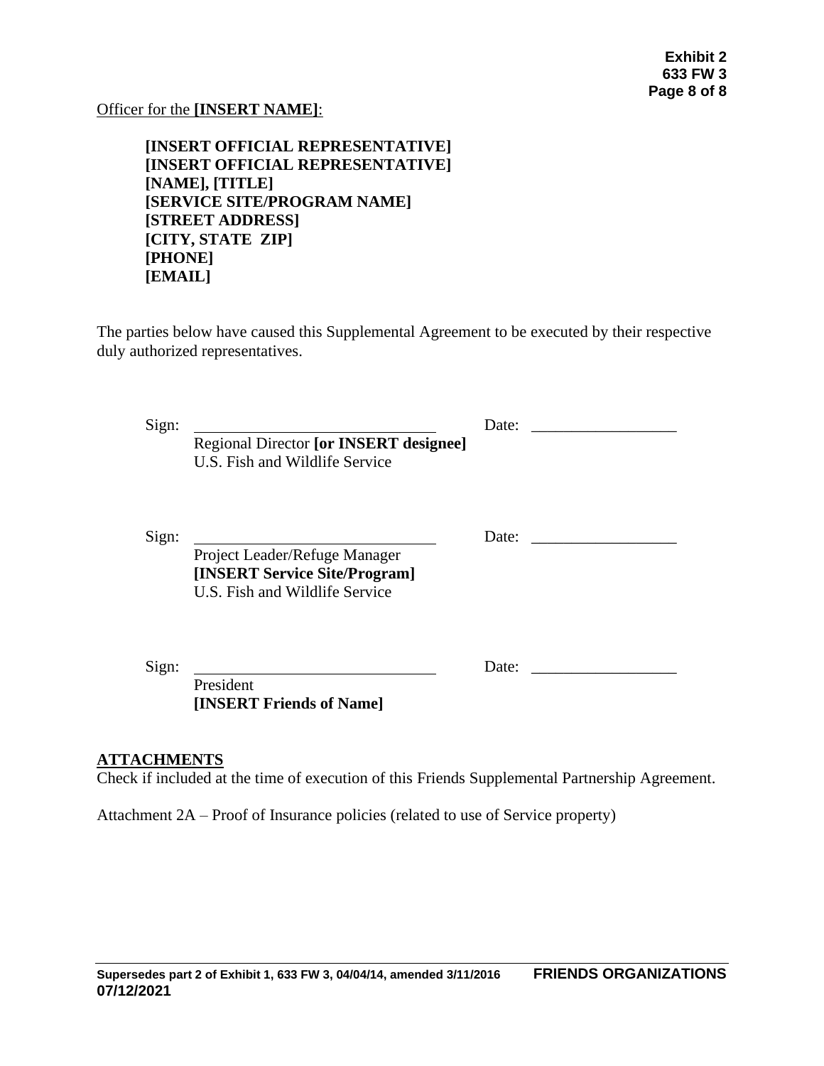Officer for the **[INSERT NAME]**:

> **[INSERT OFFICIAL REPRESENTATIVE]**
> **[INSERT OFFICIAL REPRESENTATIVE]**
> **[NAME], [TITLE]**
> **[SERVICE SITE/PROGRAM NAME]**
> **[STREET ADDRESS]**
> **[CITY, STATE ZIP]**
> **[PHONE]**
> **[EMAIL]**

The parties below have caused this Supplemental Agreement to be executed by their respective duly authorized representatives.

Sign: ______________________________ Date: __________________
Regional Director **[or INSERT designee]**
U.S. Fish and Wildlife Service

Sign: ______________________________ Date: __________________
Project Leader/Refuge Manager
**[INSERT Service Site/Program]**
U.S. Fish and Wildlife Service

Sign: ______________________________ Date: __________________
President
**[INSERT Friends of Name]**

## ATTACHMENTS

Check if included at the time of execution of this Friends Supplemental Partnership Agreement.

Attachment 2A – Proof of Insurance policies (related to use of Service property)